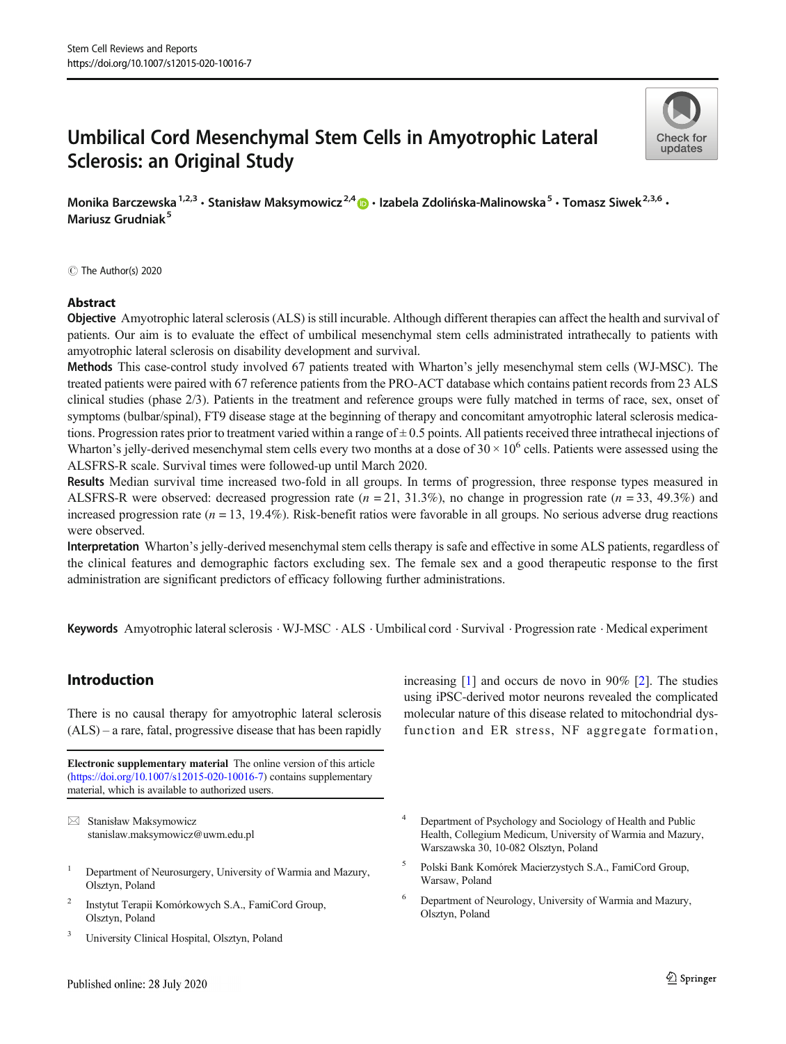# Umbilical Cord Mesenchymal Stem Cells in Amyotrophic Lateral Sclerosis: an Original Study

Monika Barczewska[1,2,3] · Stanisław Maksymowicz[2,4] · Izabela Zdolińska-Malinowska[5] · Tomasz Siwek[2,3,6] · Mariusz Grudniak[5]

© The Author(s) 2020

## Abstract

**Objective** Amyotrophic lateral sclerosis (ALS) is still incurable. Although different therapies can affect the health and survival of patients. Our aim is to evaluate the effect of umbilical mesenchymal stem cells administrated intrathecally to patients with amyotrophic lateral sclerosis on disability development and survival.

**Methods** This case-control study involved 67 patients treated with Wharton's jelly mesenchymal stem cells (WJ-MSC). The treated patients were paired with 67 reference patients from the PRO-ACT database which contains patient records from 23 ALS clinical studies (phase 2/3). Patients in the treatment and reference groups were fully matched in terms of race, sex, onset of symptoms (bulbar/spinal), FT9 disease stage at the beginning of therapy and concomitant amyotrophic lateral sclerosis medications. Progression rates prior to treatment varied within a range of ± 0.5 points. All patients received three intrathecal injections of Wharton's jelly-derived mesenchymal stem cells every two months at a dose of $30 \times 10^6$ cells. Patients were assessed using the ALSFRS-R scale. Survival times were followed-up until March 2020.

**Results** Median survival time increased two-fold in all groups. In terms of progression, three response types measured in ALSFRS-R were observed: decreased progression rate ($n = 21$, 31.3%), no change in progression rate ($n = 33$, 49.3%) and increased progression rate ($n = 13$, 19.4%). Risk-benefit ratios were favorable in all groups. No serious adverse drug reactions were observed.

**Interpretation** Wharton's jelly-derived mesenchymal stem cells therapy is safe and effective in some ALS patients, regardless of the clinical features and demographic factors excluding sex. The female sex and a good therapeutic response to the first administration are significant predictors of efficacy following further administrations.

**Keywords** Amyotrophic lateral sclerosis · WJ-MSC · ALS · Umbilical cord · Survival · Progression rate · Medical experiment

## Introduction

There is no causal therapy for amyotrophic lateral sclerosis (ALS) – a rare, fatal, progressive disease that has been rapidly increasing [1] and occurs de novo in 90% [2]. The studies using iPSC-derived motor neurons revealed the complicated molecular nature of this disease related to mitochondrial dysfunction and ER stress, NF aggregate formation,

**Electronic supplementary material** The online version of this article (https://doi.org/10.1007/s12015-020-10016-7) contains supplementary material, which is available to authorized users.

✉ Stanisław Maksymowicz
stanislaw.maksymowicz@uwm.edu.pl

1. Department of Neurosurgery, University of Warmia and Mazury, Olsztyn, Poland
2. Instytut Terapii Komórkowych S.A., FamiCord Group, Olsztyn, Poland
3. University Clinical Hospital, Olsztyn, Poland
4. Department of Psychology and Sociology of Health and Public Health, Collegium Medicum, University of Warmia and Mazury, Warszawska 30, 10-082 Olsztyn, Poland
5. Polski Bank Komórek Macierzystych S.A., FamiCord Group, Warsaw, Poland
6. Department of Neurology, University of Warmia and Mazury, Olsztyn, Poland

Published online: 28 July 2020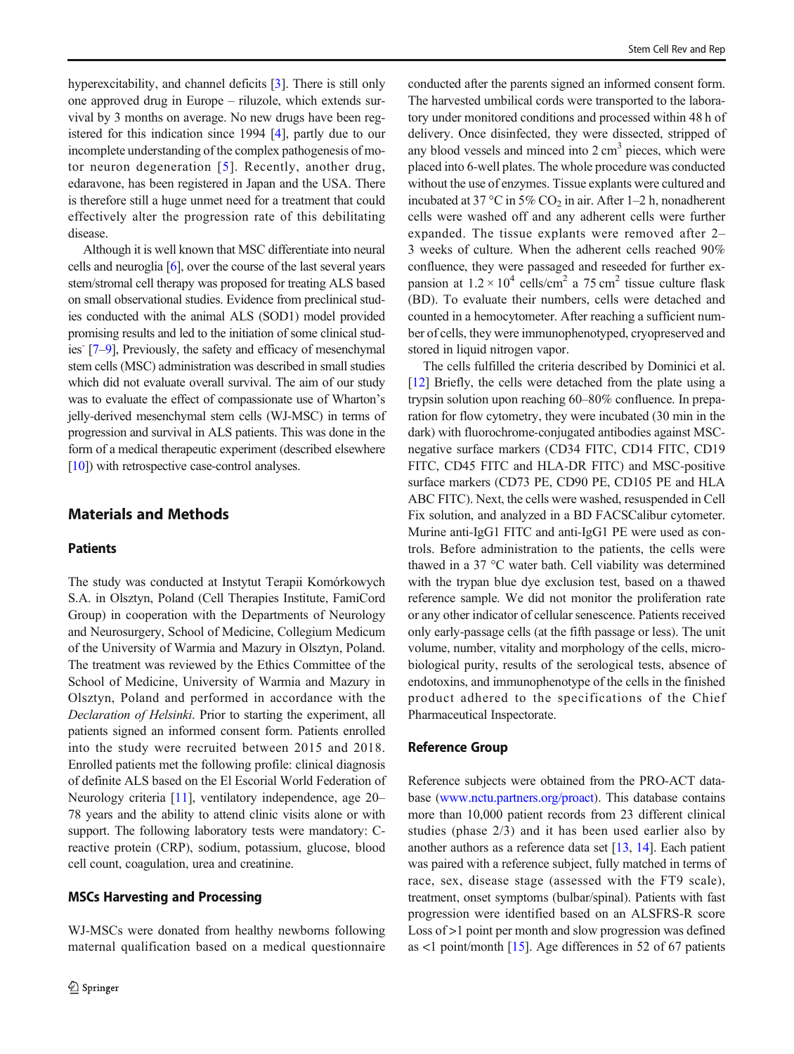hyperexcitability, and channel deficits [3]. There is still only one approved drug in Europe – riluzole, which extends survival by 3 months on average. No new drugs have been registered for this indication since 1994 [4], partly due to our incomplete understanding of the complex pathogenesis of motor neuron degeneration [5]. Recently, another drug, edaravone, has been registered in Japan and the USA. There is therefore still a huge unmet need for a treatment that could effectively alter the progression rate of this debilitating disease.

Although it is well known that MSC differentiate into neural cells and neuroglia [6], over the course of the last several years stem/stromal cell therapy was proposed for treating ALS based on small observational studies. Evidence from preclinical studies conducted with the animal ALS (SOD1) model provided promising results and led to the initiation of some clinical studies [7–9], Previously, the safety and efficacy of mesenchymal stem cells (MSC) administration was described in small studies which did not evaluate overall survival. The aim of our study was to evaluate the effect of compassionate use of Wharton's jelly-derived mesenchymal stem cells (WJ-MSC) in terms of progression and survival in ALS patients. This was done in the form of a medical therapeutic experiment (described elsewhere [10]) with retrospective case-control analyses.

## Materials and Methods

### Patients

The study was conducted at Instytut Terapii Komórkowych S.A. in Olsztyn, Poland (Cell Therapies Institute, FamiCord Group) in cooperation with the Departments of Neurology and Neurosurgery, School of Medicine, Collegium Medicum of the University of Warmia and Mazury in Olsztyn, Poland. The treatment was reviewed by the Ethics Committee of the School of Medicine, University of Warmia and Mazury in Olsztyn, Poland and performed in accordance with the *Declaration of Helsinki*. Prior to starting the experiment, all patients signed an informed consent form. Patients enrolled into the study were recruited between 2015 and 2018. Enrolled patients met the following profile: clinical diagnosis of definite ALS based on the El Escorial World Federation of Neurology criteria [11], ventilatory independence, age 20–78 years and the ability to attend clinic visits alone or with support. The following laboratory tests were mandatory: C-reactive protein (CRP), sodium, potassium, glucose, blood cell count, coagulation, urea and creatinine.

### MSCs Harvesting and Processing

WJ-MSCs were donated from healthy newborns following maternal qualification based on a medical questionnaire conducted after the parents signed an informed consent form. The harvested umbilical cords were transported to the laboratory under monitored conditions and processed within 48 h of delivery. Once disinfected, they were dissected, stripped of any blood vessels and minced into 2 $cm^3$ pieces, which were placed into 6-well plates. The whole procedure was conducted without the use of enzymes. Tissue explants were cultured and incubated at 37 °C in 5% $CO_2$ in air. After 1–2 h, nonadherent cells were washed off and any adherent cells were further expanded. The tissue explants were removed after 2–3 weeks of culture. When the adherent cells reached 90% confluence, they were passaged and reseeded for further expansion at $1.2 \times 10^4$ cells/$cm^2$ a 75 $cm^2$ tissue culture flask (BD). To evaluate their numbers, cells were detached and counted in a hemocytometer. After reaching a sufficient number of cells, they were immunophenotyped, cryopreserved and stored in liquid nitrogen vapor.

The cells fulfilled the criteria described by Dominici et al. [12] Briefly, the cells were detached from the plate using a trypsin solution upon reaching 60–80% confluence. In preparation for flow cytometry, they were incubated (30 min in the dark) with fluorochrome-conjugated antibodies against MSC-negative surface markers (CD34 FITC, CD14 FITC, CD19 FITC, CD45 FITC and HLA-DR FITC) and MSC-positive surface markers (CD73 PE, CD90 PE, CD105 PE and HLA ABC FITC). Next, the cells were washed, resuspended in Cell Fix solution, and analyzed in a BD FACSCalibur cytometer. Murine anti-IgG1 FITC and anti-IgG1 PE were used as controls. Before administration to the patients, the cells were thawed in a 37 °C water bath. Cell viability was determined with the trypan blue dye exclusion test, based on a thawed reference sample. We did not monitor the proliferation rate or any other indicator of cellular senescence. Patients received only early-passage cells (at the fifth passage or less). The unit volume, number, vitality and morphology of the cells, microbiological purity, results of the serological tests, absence of endotoxins, and immunophenotype of the cells in the finished product adhered to the specifications of the Chief Pharmaceutical Inspectorate.

### Reference Group

Reference subjects were obtained from the PRO-ACT database (www.nctu.partners.org/proact). This database contains more than 10,000 patient records from 23 different clinical studies (phase 2/3) and it has been used earlier also by another authors as a reference data set [13, 14]. Each patient was paired with a reference subject, fully matched in terms of race, sex, disease stage (assessed with the FT9 scale), treatment, onset symptoms (bulbar/spinal). Patients with fast progression were identified based on an ALSFRS-R score Loss of >1 point per month and slow progression was defined as <1 point/month [15]. Age differences in 52 of 67 patients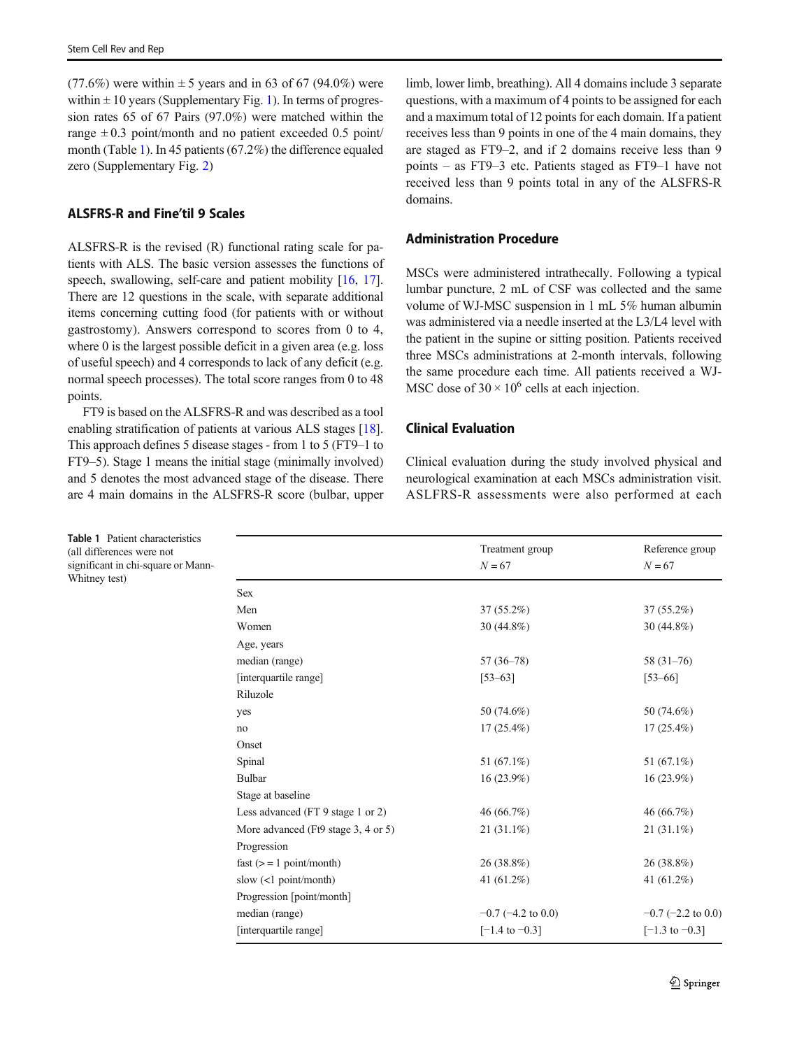(77.6%) were within ± 5 years and in 63 of 67 (94.0%) were within ± 10 years (Supplementary Fig. 1). In terms of progression rates 65 of 67 Pairs (97.0%) were matched within the range ± 0.3 point/month and no patient exceeded 0.5 point/month (Table 1). In 45 patients (67.2%) the difference equaled zero (Supplementary Fig. 2)

## ALSFRS-R and Fine'til 9 Scales

ALSFRS-R is the revised (R) functional rating scale for patients with ALS. The basic version assesses the functions of speech, swallowing, self-care and patient mobility [16, 17]. There are 12 questions in the scale, with separate additional items concerning cutting food (for patients with or without gastrostomy). Answers correspond to scores from 0 to 4, where 0 is the largest possible deficit in a given area (e.g. loss of useful speech) and 4 corresponds to lack of any deficit (e.g. normal speech processes). The total score ranges from 0 to 48 points.

FT9 is based on the ALSFRS-R and was described as a tool enabling stratification of patients at various ALS stages [18]. This approach defines 5 disease stages - from 1 to 5 (FT9–1 to FT9–5). Stage 1 means the initial stage (minimally involved) and 5 denotes the most advanced stage of the disease. There are 4 main domains in the ALSFRS-R score (bulbar, upper limb, lower limb, breathing). All 4 domains include 3 separate questions, with a maximum of 4 points to be assigned for each and a maximum total of 12 points for each domain. If a patient receives less than 9 points in one of the 4 main domains, they are staged as FT9–2, and if 2 domains receive less than 9 points – as FT9–3 etc. Patients staged as FT9–1 have not received less than 9 points total in any of the ALSFRS-R domains.

## Administration Procedure

MSCs were administered intrathecally. Following a typical lumbar puncture, 2 mL of CSF was collected and the same volume of WJ-MSC suspension in 1 mL 5% human albumin was administered via a needle inserted at the L3/L4 level with the patient in the supine or sitting position. Patients received three MSCs administrations at 2-month intervals, following the same procedure each time. All patients received a WJ-MSC dose of $30 \times 10^6$ cells at each injection.

## Clinical Evaluation

Clinical evaluation during the study involved physical and neurological examination at each MSCs administration visit. ASLFRS-R assessments were also performed at each

**Table 1** Patient characteristics (all differences were not significant in chi-square or Mann-Whitney test)

| | Treatment group N = 67 | Reference group N = 67 |
|---|---|---|
| Sex | | |
| Men | 37 (55.2%) | 37 (55.2%) |
| Women | 30 (44.8%) | 30 (44.8%) |
| Age, years | | |
| median (range) | 57 (36–78) | 58 (31–76) |
| [interquartile range] | [53–63] | [53–66] |
| Riluzole | | |
| yes | 50 (74.6%) | 50 (74.6%) |
| no | 17 (25.4%) | 17 (25.4%) |
| Onset | | |
| Spinal | 51 (67.1%) | 51 (67.1%) |
| Bulbar | 16 (23.9%) | 16 (23.9%) |
| Stage at baseline | | |
| Less advanced (FT 9 stage 1 or 2) | 46 (66.7%) | 46 (66.7%) |
| More advanced (Ft9 stage 3, 4 or 5) | 21 (31.1%) | 21 (31.1%) |
| Progression | | |
| fast (>= 1 point/month) | 26 (38.8%) | 26 (38.8%) |
| slow (<1 point/month) | 41 (61.2%) | 41 (61.2%) |
| Progression [point/month] | | |
| median (range) | −0.7 (−4.2 to 0.0) | −0.7 (−2.2 to 0.0) |
| [interquartile range] | [−1.4 to −0.3] | [−1.3 to −0.3] |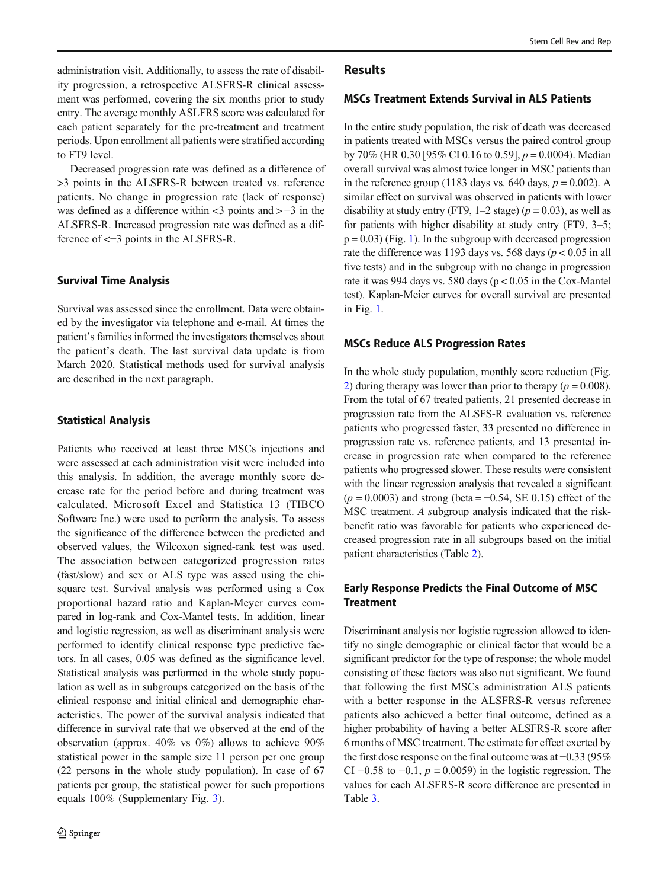administration visit. Additionally, to assess the rate of disability progression, a retrospective ALSFRS-R clinical assessment was performed, covering the six months prior to study entry. The average monthly ASLFRS score was calculated for each patient separately for the pre-treatment and treatment periods. Upon enrollment all patients were stratified according to FT9 level.

Decreased progression rate was defined as a difference of >3 points in the ALSFRS-R between treated vs. reference patients. No change in progression rate (lack of response) was defined as a difference within <3 points and > −3 in the ALSFRS-R. Increased progression rate was defined as a difference of <−3 points in the ALSFRS-R.

### Survival Time Analysis

Survival was assessed since the enrollment. Data were obtained by the investigator via telephone and e-mail. At times the patient's families informed the investigators themselves about the patient's death. The last survival data update is from March 2020. Statistical methods used for survival analysis are described in the next paragraph.

### Statistical Analysis

Patients who received at least three MSCs injections and were assessed at each administration visit were included into this analysis. In addition, the average monthly score decrease rate for the period before and during treatment was calculated. Microsoft Excel and Statistica 13 (TIBCO Software Inc.) were used to perform the analysis. To assess the significance of the difference between the predicted and observed values, the Wilcoxon signed-rank test was used. The association between categorized progression rates (fast/slow) and sex or ALS type was assed using the chi-square test. Survival analysis was performed using a Cox proportional hazard ratio and Kaplan-Meyer curves compared in log-rank and Cox-Mantel tests. In addition, linear and logistic regression, as well as discriminant analysis were performed to identify clinical response type predictive factors. In all cases, 0.05 was defined as the significance level. Statistical analysis was performed in the whole study population as well as in subgroups categorized on the basis of the clinical response and initial clinical and demographic characteristics. The power of the survival analysis indicated that difference in survival rate that we observed at the end of the observation (approx. 40% vs 0%) allows to achieve 90% statistical power in the sample size 11 person per one group (22 persons in the whole study population). In case of 67 patients per group, the statistical power for such proportions equals 100% (Supplementary Fig. 3).

## Results

### MSCs Treatment Extends Survival in ALS Patients

In the entire study population, the risk of death was decreased in patients treated with MSCs versus the paired control group by 70% (HR 0.30 [95% CI 0.16 to 0.59], $p = 0.0004$). Median overall survival was almost twice longer in MSC patients than in the reference group (1183 days vs. 640 days, $p = 0.002$). A similar effect on survival was observed in patients with lower disability at study entry (FT9, 1–2 stage) ($p = 0.03$), as well as for patients with higher disability at study entry (FT9, 3–5; $p = 0.03$) (Fig. 1). In the subgroup with decreased progression rate the difference was 1193 days vs. 568 days ($p < 0.05$ in all five tests) and in the subgroup with no change in progression rate it was 994 days vs. 580 days ($p < 0.05$ in the Cox-Mantel test). Kaplan-Meier curves for overall survival are presented in Fig. 1.

### MSCs Reduce ALS Progression Rates

In the whole study population, monthly score reduction (Fig. 2) during therapy was lower than prior to therapy ($p = 0.008$). From the total of 67 treated patients, 21 presented decrease in progression rate from the ALSFS-R evaluation vs. reference patients who progressed faster, 33 presented no difference in progression rate vs. reference patients, and 13 presented increase in progression rate when compared to the reference patients who progressed slower. These results were consistent with the linear regression analysis that revealed a significant ($p = 0.0003$) and strong (beta = −0.54, SE 0.15) effect of the MSC treatment. *A s*ubgroup analysis indicated that the risk-benefit ratio was favorable for patients who experienced decreased progression rate in all subgroups based on the initial patient characteristics (Table 2).

### Early Response Predicts the Final Outcome of MSC Treatment

Discriminant analysis nor logistic regression allowed to identify no single demographic or clinical factor that would be a significant predictor for the type of response; the whole model consisting of these factors was also not significant. We found that following the first MSCs administration ALS patients with a better response in the ALSFRS-R versus reference patients also achieved a better final outcome, defined as a higher probability of having a better ALSFRS-R score after 6 months of MSC treatment. The estimate for effect exerted by the first dose response on the final outcome was at −0.33 (95% CI −0.58 to −0.1, $p = 0.0059$) in the logistic regression. The values for each ALSFRS-R score difference are presented in Table 3.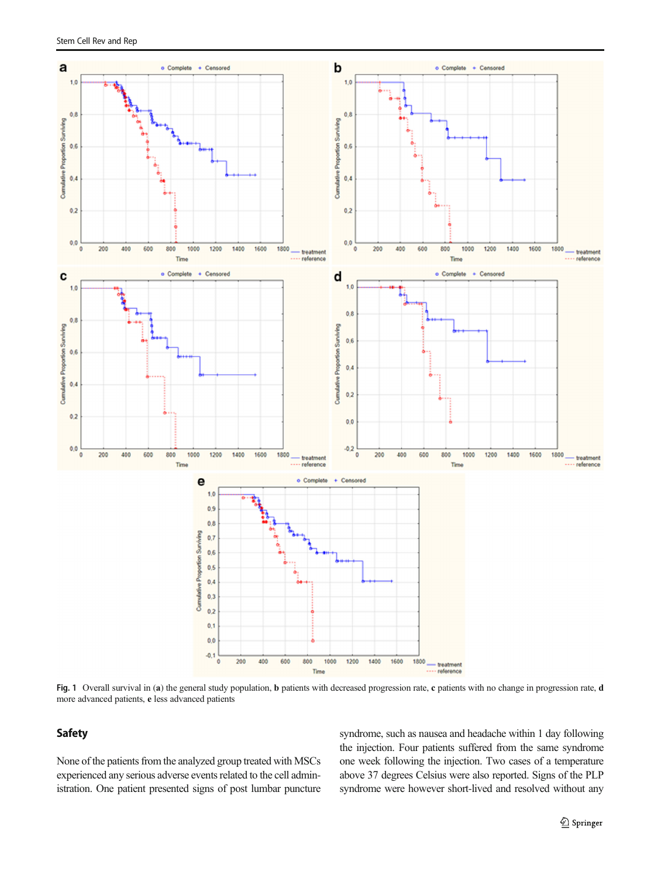Fig. 1 Overall survival in (**a**) the general study population, **b** patients with decreased progression rate, **c** patients with no change in progression rate, **d** more advanced patients, **e** less advanced patients

## Safety

None of the patients from the analyzed group treated with MSCs experienced any serious adverse events related to the cell administration. One patient presented signs of post lumbar puncture syndrome, such as nausea and headache within 1 day following the injection. Four patients suffered from the same syndrome one week following the injection. Two cases of a temperature above 37 degrees Celsius were also reported. Signs of the PLP syndrome were however short-lived and resolved without any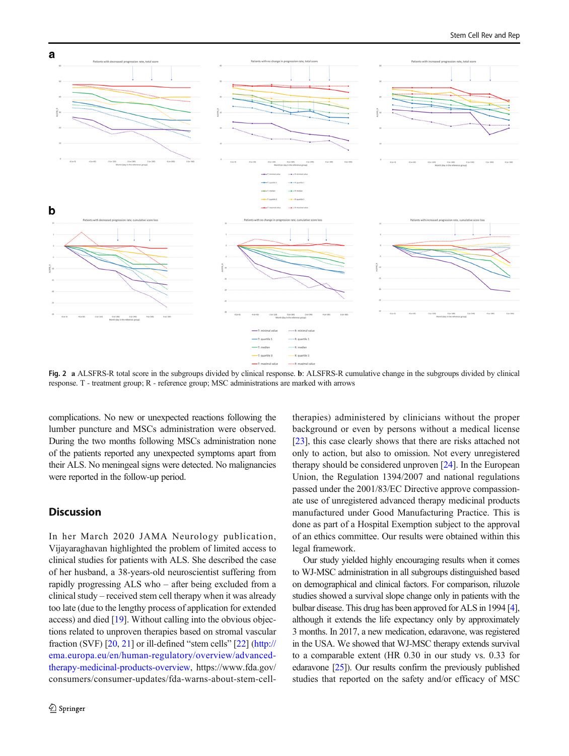**Fig. 2** **a** ALSFRS-R total score in the subgroups divided by clinical response. **b**: ALSFRS-R cumulative change in the subgroups divided by clinical response. T - treatment group; R - reference group; MSC administrations are marked with arrows

complications. No new or unexpected reactions following the lumber puncture and MSCs administration were observed. During the two months following MSCs administration none of the patients reported any unexpected symptoms apart from their ALS. No meningeal signs were detected. No malignancies were reported in the follow-up period.

## Discussion

In her March 2020 JAMA Neurology publication, Vijayaraghavan highlighted the problem of limited access to clinical studies for patients with ALS. She described the case of her husband, a 38-years-old neuroscientist suffering from rapidly progressing ALS who – after being excluded from a clinical study – received stem cell therapy when it was already too late (due to the lengthy process of application for extended access) and died [19]. Without calling into the obvious objections related to unproven therapies based on stromal vascular fraction (SVF) [20, 21] or ill-defined "stem cells" [22] (http://ema.europa.eu/en/human-regulatory/overview/advanced-therapy-medicinal-products-overview, https://www.fda.gov/consumers/consumer-updates/fda-warns-about-stem-cell-therapies) administered by clinicians without the proper background or even by persons without a medical license [23], this case clearly shows that there are risks attached not only to action, but also to omission. Not every unregistered therapy should be considered unproven [24]. In the European Union, the Regulation 1394/2007 and national regulations passed under the 2001/83/EC Directive approve compassionate use of unregistered advanced therapy medicinal products manufactured under Good Manufacturing Practice. This is done as part of a Hospital Exemption subject to the approval of an ethics committee. Our results were obtained within this legal framework.

Our study yielded highly encouraging results when it comes to WJ-MSC administration in all subgroups distinguished based on demographical and clinical factors. For comparison, riluzole studies showed a survival slope change only in patients with the bulbar disease. This drug has been approved for ALS in 1994 [4], although it extends the life expectancy only by approximately 3 months. In 2017, a new medication, edaravone, was registered in the USA. We showed that WJ-MSC therapy extends survival to a comparable extent (HR 0.30 in our study vs. 0.33 for edaravone [25]). Our results confirm the previously published studies that reported on the safety and/or efficacy of MSC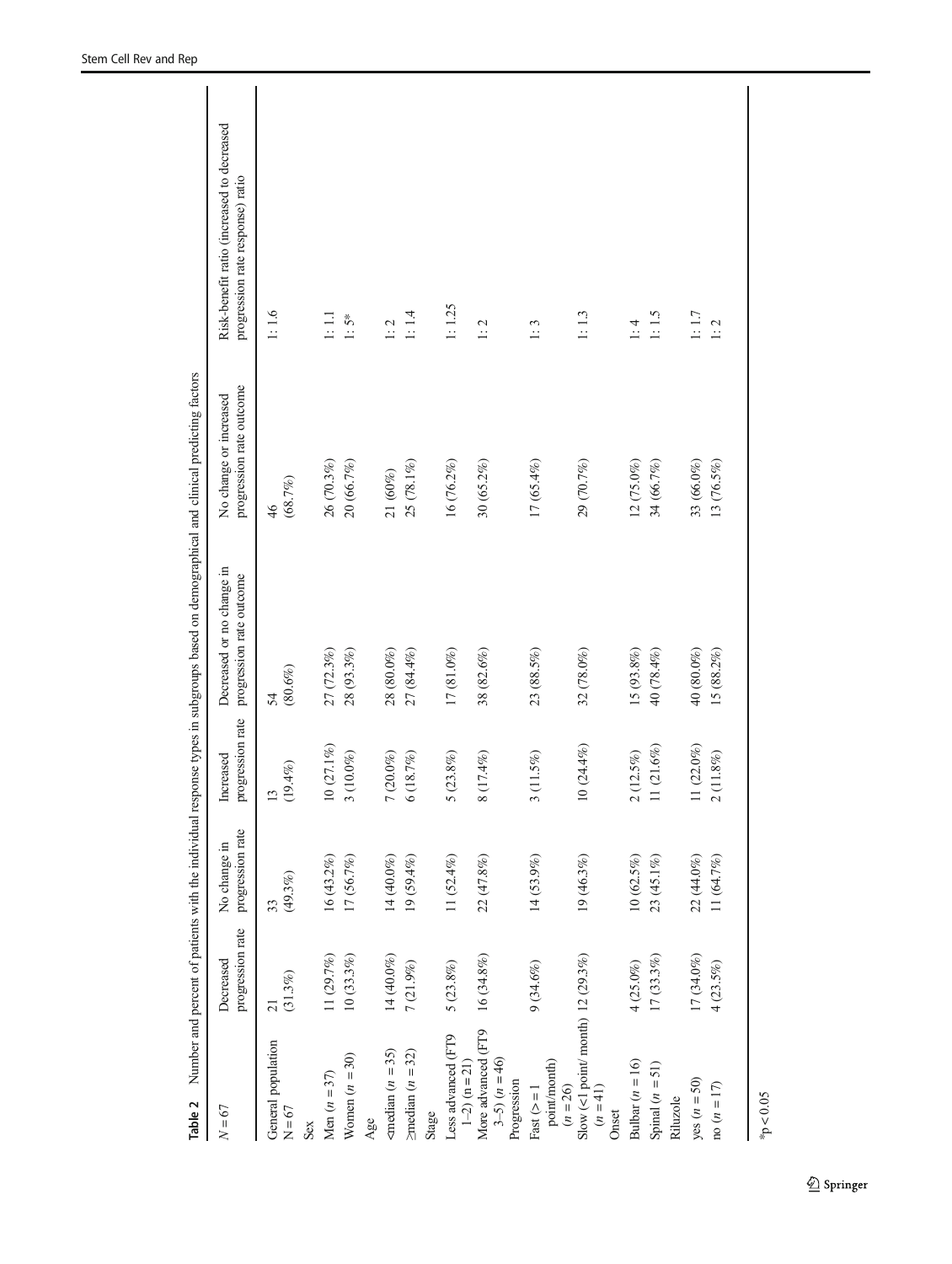**Table 2** Number and percent of patients with the individual response types in subgroups based on demographical and clinical predicting factors

| $N = 67$ | Decreased progression rate | No change in progression rate | Increased progression rate | Decreased or no change in progression rate outcome | No change or increased progression rate outcome | Risk-benefit ratio (increased to decreased progression rate response) ratio |
|---|---|---|---|---|---|---|
| General population N = 67 | 21 (31.3%) | 33 (49.3%) | 13 (19.4%) | 54 (80.6%) | 46 (68.7%) | 1: 1.6 |
| Sex | | | | | | |
| Men ($n = 37$) | 11 (29.7%) | 16 (43.2%) | 10 (27.1%) | 27 (72.3%) | 26 (70.3%) | 1: 1.1 |
| Women ($n = 30$) | 10 (33.3%) | 17 (56.7%) | 3 (10.0%) | 28 (93.3%) | 20 (66.7%) | 1: 5* |
| Age | | | | | | |
| <median ($n = 35$) | 14 (40.0%) | 14 (40.0%) | 7 (20.0%) | 28 (80.0%) | 21 (60%) | 1: 2 |
| ≥median ($n = 32$) | 7 (21.9%) | 19 (59.4%) | 6 (18.7%) | 27 (84.4%) | 25 (78.1%) | 1: 1.4 |
| Stage | | | | | | |
| Less advanced (FT9 1–2) (n = 21) | 5 (23.8%) | 11 (52.4%) | 5 (23.8%) | 17 (81.0%) | 16 (76.2%) | 1: 1.25 |
| More advanced (FT9 3–5) ($n = 46$) | 16 (34.8%) | 22 (47.8%) | 8 (17.4%) | 38 (82.6%) | 30 (65.2%) | 1: 2 |
| Progression | | | | | | |
| Fast (> = 1 point/month) ($n = 26$) | 9 (34.6%) | 14 (53.9%) | 3 (11.5%) | 23 (88.5%) | 17 (65.4%) | 1: 3 |
| Slow (<1 point/ month) ($n = 41$) | 12 (29.3%) | 19 (46.3%) | 10 (24.4%) | 32 (78.0%) | 29 (70.7%) | 1: 1.3 |
| Onset | | | | | | |
| Bulbar ($n = 16$) | 4 (25.0%) | 10 (62.5%) | 2 (12.5%) | 15 (93.8%) | 12 (75.0%) | 1: 4 |
| Spinal ($n = 51$) | 17 (33.3%) | 23 (45.1%) | 11 (21.6%) | 40 (78.4%) | 34 (66.7%) | 1: 1.5 |
| Riluzole | | | | | | |
| yes ($n = 50$) | 17 (34.0%) | 22 (44.0%) | 11 (22.0%) | 40 (80.0%) | 33 (66.0%) | 1: 1.7 |
| no ($n = 17$) | 4 (23.5%) | 11 (64.7%) | 2 (11.8%) | 15 (88.2%) | 13 (76.5%) | 1: 2 |

*$p < 0.05$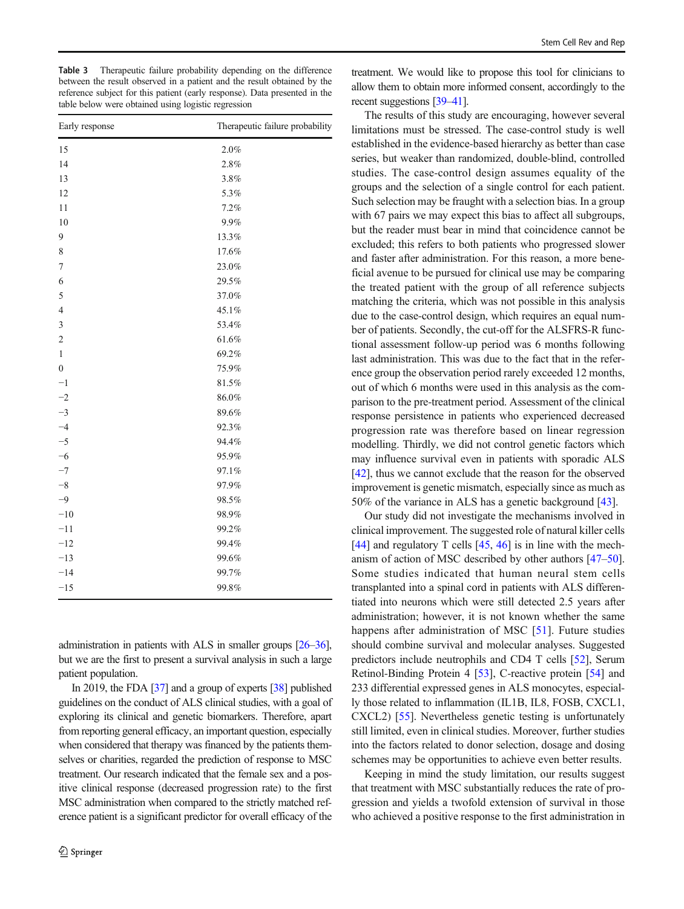**Table 3** Therapeutic failure probability depending on the difference between the result observed in a patient and the result obtained by the reference subject for this patient (early response). Data presented in the table below were obtained using logistic regression

| Early response | Therapeutic failure probability |
|---|---|
| 15 | 2.0% |
| 14 | 2.8% |
| 13 | 3.8% |
| 12 | 5.3% |
| 11 | 7.2% |
| 10 | 9.9% |
| 9 | 13.3% |
| 8 | 17.6% |
| 7 | 23.0% |
| 6 | 29.5% |
| 5 | 37.0% |
| 4 | 45.1% |
| 3 | 53.4% |
| 2 | 61.6% |
| 1 | 69.2% |
| 0 | 75.9% |
| −1 | 81.5% |
| −2 | 86.0% |
| −3 | 89.6% |
| −4 | 92.3% |
| −5 | 94.4% |
| −6 | 95.9% |
| −7 | 97.1% |
| −8 | 97.9% |
| −9 | 98.5% |
| −10 | 98.9% |
| −11 | 99.2% |
| −12 | 99.4% |
| −13 | 99.6% |
| −14 | 99.7% |
| −15 | 99.8% |

administration in patients with ALS in smaller groups [26–36], but we are the first to present a survival analysis in such a large patient population.

In 2019, the FDA [37] and a group of experts [38] published guidelines on the conduct of ALS clinical studies, with a goal of exploring its clinical and genetic biomarkers. Therefore, apart from reporting general efficacy, an important question, especially when considered that therapy was financed by the patients themselves or charities, regarded the prediction of response to MSC treatment. Our research indicated that the female sex and a positive clinical response (decreased progression rate) to the first MSC administration when compared to the strictly matched reference patient is a significant predictor for overall efficacy of the treatment. We would like to propose this tool for clinicians to allow them to obtain more informed consent, accordingly to the recent suggestions [39–41].

The results of this study are encouraging, however several limitations must be stressed. The case-control study is well established in the evidence-based hierarchy as better than case series, but weaker than randomized, double-blind, controlled studies. The case-control design assumes equality of the groups and the selection of a single control for each patient. Such selection may be fraught with a selection bias. In a group with 67 pairs we may expect this bias to affect all subgroups, but the reader must bear in mind that coincidence cannot be excluded; this refers to both patients who progressed slower and faster after administration. For this reason, a more beneficial avenue to be pursued for clinical use may be comparing the treated patient with the group of all reference subjects matching the criteria, which was not possible in this analysis due to the case-control design, which requires an equal number of patients. Secondly, the cut-off for the ALSFRS-R functional assessment follow-up period was 6 months following last administration. This was due to the fact that in the reference group the observation period rarely exceeded 12 months, out of which 6 months were used in this analysis as the comparison to the pre-treatment period. Assessment of the clinical response persistence in patients who experienced decreased progression rate was therefore based on linear regression modelling. Thirdly, we did not control genetic factors which may influence survival even in patients with sporadic ALS [42], thus we cannot exclude that the reason for the observed improvement is genetic mismatch, especially since as much as 50% of the variance in ALS has a genetic background [43].

Our study did not investigate the mechanisms involved in clinical improvement. The suggested role of natural killer cells [44] and regulatory T cells [45, 46] is in line with the mechanism of action of MSC described by other authors [47–50]. Some studies indicated that human neural stem cells transplanted into a spinal cord in patients with ALS differentiated into neurons which were still detected 2.5 years after administration; however, it is not known whether the same happens after administration of MSC [51]. Future studies should combine survival and molecular analyses. Suggested predictors include neutrophils and CD4 T cells [52], Serum Retinol-Binding Protein 4 [53], C-reactive protein [54] and 233 differential expressed genes in ALS monocytes, especially those related to inflammation (IL1B, IL8, FOSB, CXCL1, CXCL2) [55]. Nevertheless genetic testing is unfortunately still limited, even in clinical studies. Moreover, further studies into the factors related to donor selection, dosage and dosing schemes may be opportunities to achieve even better results.

Keeping in mind the study limitation, our results suggest that treatment with MSC substantially reduces the rate of progression and yields a twofold extension of survival in those who achieved a positive response to the first administration in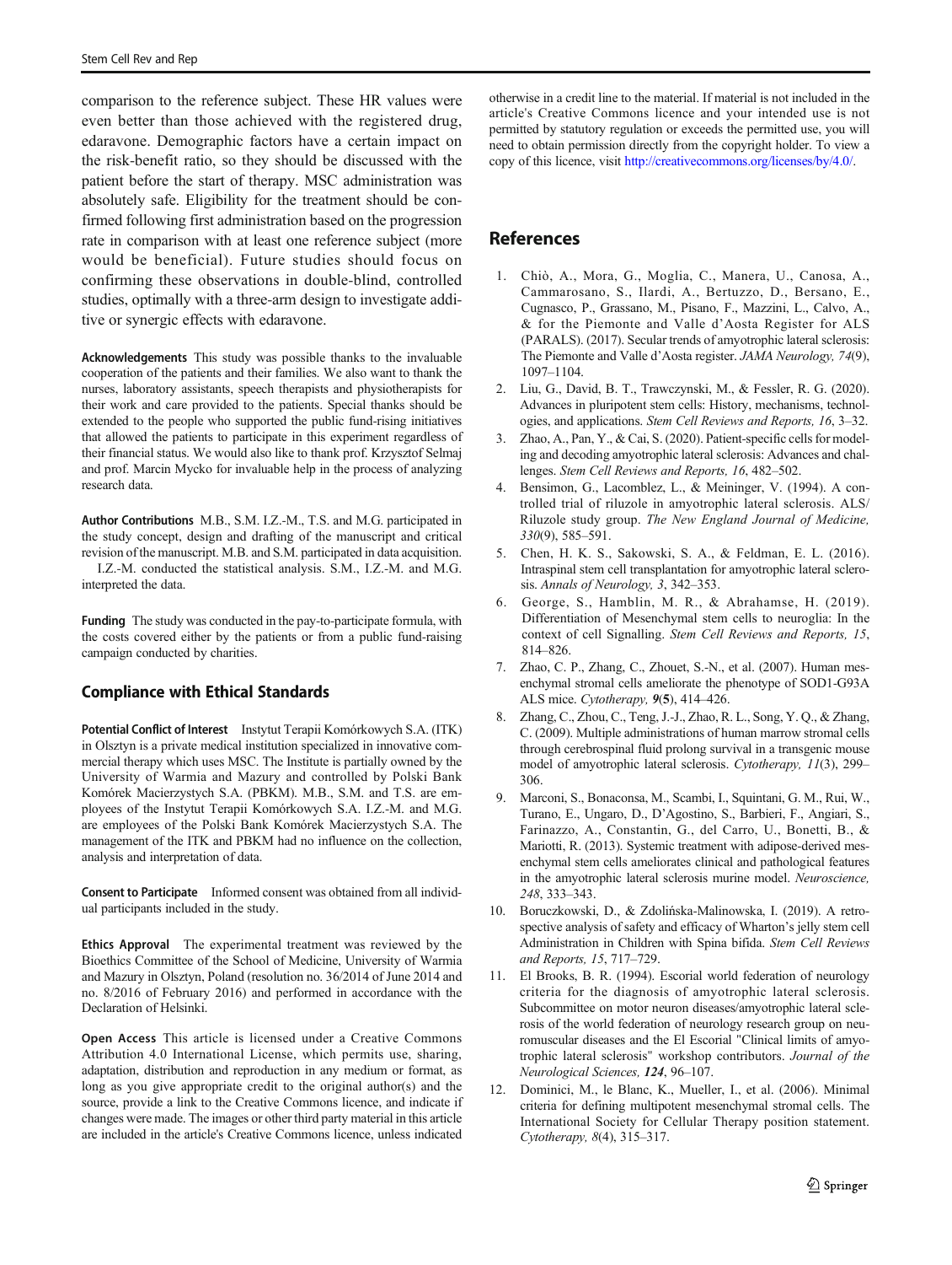comparison to the reference subject. These HR values were even better than those achieved with the registered drug, edaravone. Demographic factors have a certain impact on the risk-benefit ratio, so they should be discussed with the patient before the start of therapy. MSC administration was absolutely safe. Eligibility for the treatment should be confirmed following first administration based on the progression rate in comparison with at least one reference subject (more would be beneficial). Future studies should focus on confirming these observations in double-blind, controlled studies, optimally with a three-arm design to investigate additive or synergic effects with edaravone.

**Acknowledgements** This study was possible thanks to the invaluable cooperation of the patients and their families. We also want to thank the nurses, laboratory assistants, speech therapists and physiotherapists for their work and care provided to the patients. Special thanks should be extended to the people who supported the public fund-rising initiatives that allowed the patients to participate in this experiment regardless of their financial status. We would also like to thank prof. Krzysztof Selmaj and prof. Marcin Mycko for invaluable help in the process of analyzing research data.

**Author Contributions** M.B., S.M. I.Z.-M., T.S. and M.G. participated in the study concept, design and drafting of the manuscript and critical revision of the manuscript. M.B. and S.M. participated in data acquisition. I.Z.-M. conducted the statistical analysis. S.M., I.Z.-M. and M.G. interpreted the data.

**Funding** The study was conducted in the pay-to-participate formula, with the costs covered either by the patients or from a public fund-raising campaign conducted by charities.

## Compliance with Ethical Standards

**Potential Conflict of Interest** Instytut Terapii Komórkowych S.A. (ITK) in Olsztyn is a private medical institution specialized in innovative commercial therapy which uses MSC. The Institute is partially owned by the University of Warmia and Mazury and controlled by Polski Bank Komórek Macierzystych S.A. (PBKM). M.B., S.M. and T.S. are employees of the Instytut Terapii Komórkowych S.A. I.Z.-M. and M.G. are employees of the Polski Bank Komórek Macierzystych S.A. The management of the ITK and PBKM had no influence on the collection, analysis and interpretation of data.

**Consent to Participate** Informed consent was obtained from all individual participants included in the study.

**Ethics Approval** The experimental treatment was reviewed by the Bioethics Committee of the School of Medicine, University of Warmia and Mazury in Olsztyn, Poland (resolution no. 36/2014 of June 2014 and no. 8/2016 of February 2016) and performed in accordance with the Declaration of Helsinki.

**Open Access** This article is licensed under a Creative Commons Attribution 4.0 International License, which permits use, sharing, adaptation, distribution and reproduction in any medium or format, as long as you give appropriate credit to the original author(s) and the source, provide a link to the Creative Commons licence, and indicate if changes were made. The images or other third party material in this article are included in the article's Creative Commons licence, unless indicated otherwise in a credit line to the material. If material is not included in the article's Creative Commons licence and your intended use is not permitted by statutory regulation or exceeds the permitted use, you will need to obtain permission directly from the copyright holder. To view a copy of this licence, visit http://creativecommons.org/licenses/by/4.0/.

## References

1. Chiò, A., Mora, G., Moglia, C., Manera, U., Canosa, A., Cammarosano, S., Ilardi, A., Bertuzzo, D., Bersano, E., Cugnasco, P., Grassano, M., Pisano, F., Mazzini, L., Calvo, A., & for the Piemonte and Valle d'Aosta Register for ALS (PARALS). (2017). Secular trends of amyotrophic lateral sclerosis: The Piemonte and Valle d'Aosta register. *JAMA Neurology, 74*(9), 1097–1104.
2. Liu, G., David, B. T., Trawczynski, M., & Fessler, R. G. (2020). Advances in pluripotent stem cells: History, mechanisms, technologies, and applications. *Stem Cell Reviews and Reports, 16*, 3–32.
3. Zhao, A., Pan, Y., & Cai, S. (2020). Patient-specific cells for modeling and decoding amyotrophic lateral sclerosis: Advances and challenges. *Stem Cell Reviews and Reports, 16*, 482–502.
4. Bensimon, G., Lacomblez, L., & Meininger, V. (1994). A controlled trial of riluzole in amyotrophic lateral sclerosis. ALS/Riluzole study group. *The New England Journal of Medicine, 330*(9), 585–591.
5. Chen, H. K. S., Sakowski, S. A., & Feldman, E. L. (2016). Intraspinal stem cell transplantation for amyotrophic lateral sclerosis. *Annals of Neurology, 3*, 342–353.
6. George, S., Hamblin, M. R., & Abrahamse, H. (2019). Differentiation of Mesenchymal stem cells to neuroglia: In the context of cell Signalling. *Stem Cell Reviews and Reports, 15*, 814–826.
7. Zhao, C. P., Zhang, C., Zhouet, S.-N., et al. (2007). Human mesenchymal stromal cells ameliorate the phenotype of SOD1-G93A ALS mice. *Cytotherapy,* ***9***(**5**), 414–426.
8. Zhou, C., Zhou, C., Teng, J.-J., Zhao, R. L., Song, Y. Q., & Zhang, C. (2009). Multiple administrations of human marrow stromal cells through cerebrospinal fluid prolong survival in a transgenic mouse model of amyotrophic lateral sclerosis. *Cytotherapy, 11*(3), 299–306.
9. Marconi, S., Bonaconsa, M., Scambi, I., Squintani, G. M., Rui, W., Turano, E., Ungaro, D., D'Agostino, S., Barbieri, F., Angiari, S., Farinazzo, A., Constantin, G., del Carro, U., Bonetti, B., & Mariotti, R. (2013). Systemic treatment with adipose-derived mesenchymal stem cells ameliorates clinical and pathological features in the amyotrophic lateral sclerosis murine model. *Neuroscience, 248*, 333–343.
10. Boruczkowski, D., & Zdolińska-Malinowska, I. (2019). A retrospective analysis of safety and efficacy of Wharton's jelly stem cell Administration in Children with Spina bifida. *Stem Cell Reviews and Reports, 15*, 717–729.
11. El Brooks, B. R. (1994). Escorial world federation of neurology criteria for the diagnosis of amyotrophic lateral sclerosis. Subcommittee on motor neuron diseases/amyotrophic lateral sclerosis of the world federation of neurology research group on neuromuscular diseases and the El Escorial "Clinical limits of amyotrophic lateral sclerosis" workshop contributors. *Journal of the Neurological Sciences,* ***124***, 96–107.
12. Dominici, M., le Blanc, K., Mueller, I., et al. (2006). Minimal criteria for defining multipotent mesenchymal stromal cells. The International Society for Cellular Therapy position statement. *Cytotherapy, 8*(4), 315–317.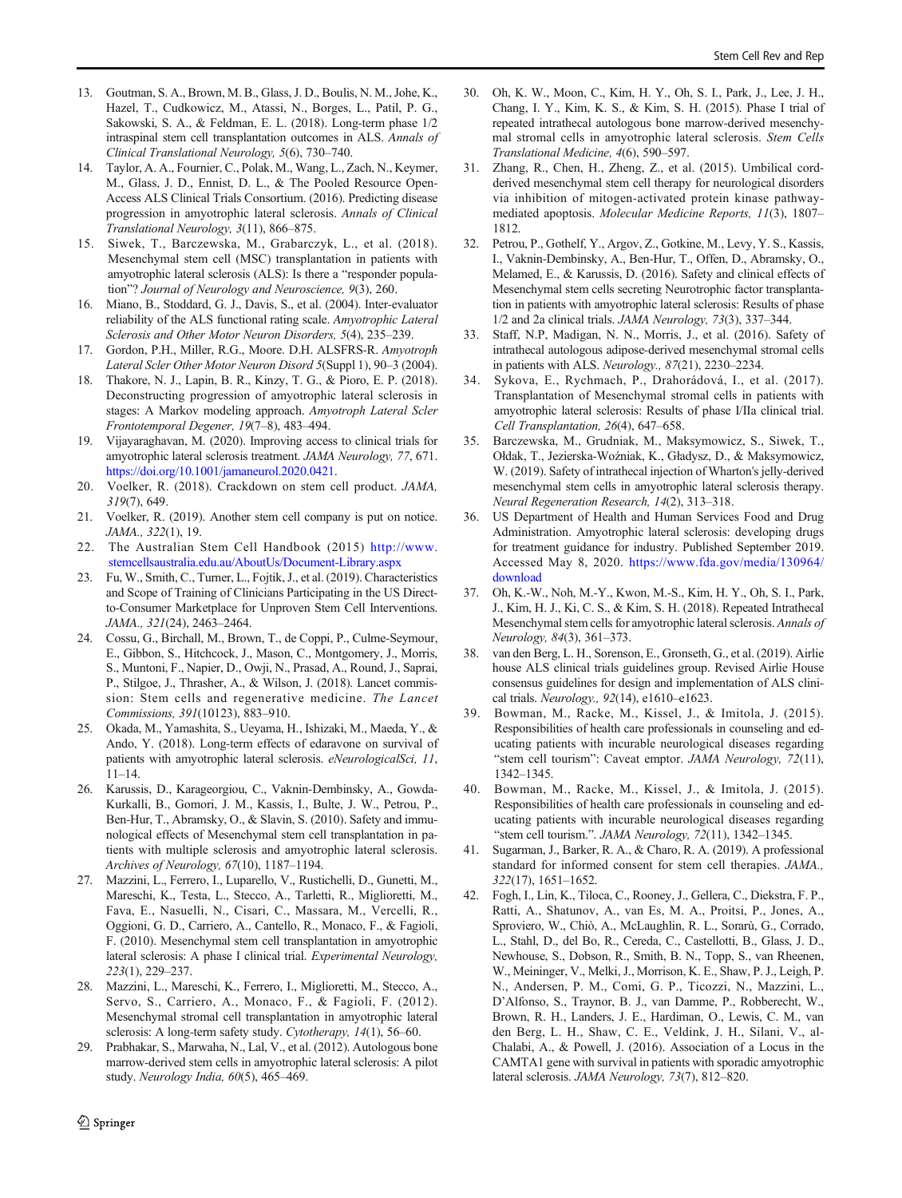13. Goutman, S. A., Brown, M. B., Glass, J. D., Boulis, N. M., Johe, K., Hazel, T., Cudkowicz, M., Atassi, N., Borges, L., Patil, P. G., Sakowski, S. A., & Feldman, E. L. (2018). Long-term phase 1/2 intraspinal stem cell transplantation outcomes in ALS. *Annals of Clinical Translational Neurology, 5*(6), 730–740.
14. Taylor, A. A., Fournier, C., Polak, M., Wang, L., Zach, N., Keymer, M., Glass, J. D., Ennist, D. L., & The Pooled Resource Open-Access ALS Clinical Trials Consortium. (2016). Predicting disease progression in amyotrophic lateral sclerosis. *Annals of Clinical Translational Neurology, 3*(11), 866–875.
15. Siwek, T., Barczewska, M., Grabarczyk, L., et al. (2018). Mesenchymal stem cell (MSC) transplantation in patients with amyotrophic lateral sclerosis (ALS): Is there a "responder population"? *Journal of Neurology and Neuroscience, 9*(3), 260.
16. Miano, B., Stoddard, G. J., Davis, S., et al. (2004). Inter-evaluator reliability of the ALS functional rating scale. *Amyotrophic Lateral Sclerosis and Other Motor Neuron Disorders, 5*(4), 235–239.
17. Gordon, P.H., Miller, R.G., Moore. D.H. ALSFRS-R. *Amyotroph Lateral Scler Other Motor Neuron Disord 5*(Suppl 1), 90–3 (2004).
18. Thakore, N. J., Lapin, B. R., Kinzy, T. G., & Pioro, E. P. (2018). Deconstructing progression of amyotrophic lateral sclerosis in stages: A Markov modeling approach. *Amyotroph Lateral Scler Frontotemporal Degener, 19*(7–8), 483–494.
19. Vijayaraghavan, M. (2020). Improving access to clinical trials for amyotrophic lateral sclerosis treatment. *JAMA Neurology, 77*, 671. https://doi.org/10.1001/jamaneurol.2020.0421.
20. Voelker, R. (2018). Crackdown on stem cell product. *JAMA, 319*(7), 649.
21. Voelker, R. (2019). Another stem cell company is put on notice. *JAMA., 322*(1), 19.
22. The Australian Stem Cell Handbook (2015) http://www.stemcellsaustralia.edu.au/AboutUs/Document-Library.aspx
23. Fu, W., Smith, C., Turner, L., Fojtik, J., et al. (2019). Characteristics and Scope of Training of Clinicians Participating in the US Direct-to-Consumer Marketplace for Unproven Stem Cell Interventions. *JAMA., 321*(24), 2463–2464.
24. Cossu, G., Birchall, M., Brown, T., de Coppi, P., Culme-Seymour, E., Gibbon, S., Hitchcock, J., Mason, C., Montgomery, J., Morris, S., Muntoni, F., Napier, D., Owji, N., Prasad, A., Round, J., Saprai, P., Stilgoe, J., Thrasher, A., & Wilson, J. (2018). Lancet commission: Stem cells and regenerative medicine. *The Lancet Commissions, 391*(10123), 883–910.
25. Okada, M., Yamashita, S., Ueyama, H., Ishizaki, M., Maeda, Y., & Ando, Y. (2018). Long-term effects of edaravone on survival of patients with amyotrophic lateral sclerosis. *eNeurologicalSci, 11*, 11–14.
26. Karussis, D., Karageorgiou, C., Vaknin-Dembinsky, A., Gowda-Kurkalli, B., Gomori, J. M., Kassis, I., Bulte, J. W., Petrou, P., Ben-Hur, T., Abramsky, O., & Slavin, S. (2010). Safety and immunological effects of Mesenchymal stem cell transplantation in patients with multiple sclerosis and amyotrophic lateral sclerosis. *Archives of Neurology, 67*(10), 1187–1194.
27. Mazzini, L., Ferrero, I., Luparello, V., Rustichelli, D., Gunetti, M., Mareschi, K., Testa, L., Stecco, A., Tarletti, R., Miglioretti, M., Fava, E., Nasuelli, N., Cisari, C., Massara, M., Vercelli, R., Oggioni, G. D., Carriero, A., Cantello, R., Monaco, F., & Fagioli, F. (2010). Mesenchymal stem cell transplantation in amyotrophic lateral sclerosis: A phase I clinical trial. *Experimental Neurology, 223*(1), 229–237.
28. Mazzini, L., Mareschi, K., Ferrero, I., Miglioretti, M., Stecco, A., Servo, S., Carriero, A., Monaco, F., & Fagioli, F. (2012). Mesenchymal stromal cell transplantation in amyotrophic lateral sclerosis: A long-term safety study. *Cytotherapy, 14*(1), 56–60.
29. Prabhakar, S., Marwaha, N., Lal, V., et al. (2012). Autologous bone marrow-derived stem cells in amyotrophic lateral sclerosis: A pilot study. *Neurology India, 60*(5), 465–469.
30. Oh, K. W., Moon, C., Kim, H. Y., Oh, S. I., Park, J., Lee, J. H., Chang, I. Y., Kim, K. S., & Kim, S. H. (2015). Phase I trial of repeated intrathecal autologous bone marrow-derived mesenchymal stromal cells in amyotrophic lateral sclerosis. *Stem Cells Translational Medicine, 4*(6), 590–597.
31. Zhang, R., Chen, H., Zheng, Z., et al. (2015). Umbilical cord-derived mesenchymal stem cell therapy for neurological disorders via inhibition of mitogen-activated protein kinase pathway-mediated apoptosis. *Molecular Medicine Reports, 11*(3), 1807–1812.
32. Petrou, P., Gothelf, Y., Argov, Z., Gotkine, M., Levy, Y. S., Kassis, I., Vaknin-Dembinsky, A., Ben-Hur, T., Offen, D., Abramsky, O., Melamed, E., & Karussis, D. (2016). Safety and clinical effects of Mesenchymal stem cells secreting Neurotrophic factor transplantation in patients with amyotrophic lateral sclerosis: Results of phase 1/2 and 2a clinical trials. *JAMA Neurology, 73*(3), 337–344.
33. Staff, N.P, Madigan, N. N., Morris, J., et al. (2016). Safety of intrathecal autologous adipose-derived mesenchymal stromal cells in patients with ALS. *Neurology., 87*(21), 2230–2234.
34. Sykova, E., Rychmach, P., Drahorádová, I., et al. (2017). Transplantation of Mesenchymal stromal cells in patients with amyotrophic lateral sclerosis: Results of phase I/IIa clinical trial. *Cell Transplantation, 26*(4), 647–658.
35. Barczewska, M., Grudniak, M., Maksymowicz, S., Siwek, T., Ołdak, T., Jezierska-Woźniak, K., Gładysz, D., & Maksymowicz, W. (2019). Safety of intrathecal injection of Wharton's jelly-derived mesenchymal stem cells in amyotrophic lateral sclerosis therapy. *Neural Regeneration Research, 14*(2), 313–318.
36. US Department of Health and Human Services Food and Drug Administration. Amyotrophic lateral sclerosis: developing drugs for treatment guidance for industry. Published September 2019. Accessed May 8, 2020. https://www.fda.gov/media/130964/download
37. Oh, K.-W., Noh, M.-Y., Kwon, M.-S., Kim, H. Y., Oh, S. I., Park, J., Kim, H. J., Ki, C. S., & Kim, S. H. (2018). Repeated Intrathecal Mesenchymal stem cells for amyotrophic lateral sclerosis. *Annals of Neurology, 84*(3), 361–373.
38. van den Berg, L. H., Sorenson, E., Gronseth, G., et al. (2019). Airlie house ALS clinical trials guidelines group. Revised Airlie House consensus guidelines for design and implementation of ALS clinical trials. *Neurology., 92*(14), e1610–e1623.
39. Bowman, M., Racke, M., Kissel, J., & Imitola, J. (2015). Responsibilities of health care professionals in counseling and educating patients with incurable neurological diseases regarding "stem cell tourism": Caveat emptor. *JAMA Neurology, 72*(11), 1342–1345.
40. Bowman, M., Racke, M., Kissel, J., & Imitola, J. (2015). Responsibilities of health care professionals in counseling and educating patients with incurable neurological diseases regarding "stem cell tourism.". *JAMA Neurology, 72*(11), 1342–1345.
41. Sugarman, J., Barker, R. A., & Charo, R. A. (2019). A professional standard for informed consent for stem cell therapies. *JAMA., 322*(17), 1651–1652.
42. Fogh, I., Lin, K., Tiloca, C., Rooney, J., Gellera, C., Diekstra, F. P., Ratti, A., Shatunov, A., van Es, M. A., Proitsi, P., Jones, A., Sproviero, W., Chiò, A., McLaughlin, R. L., Sorarù, G., Corrado, L., Stahl, D., del Bo, R., Cereda, C., Castellotti, B., Glass, J. D., Newhouse, S., Dobson, R., Smith, B. N., Topp, S., van Rheenen, W., Meininger, V., Melki, J., Morrison, K. E., Shaw, P. J., Leigh, P. N., Andersen, P. M., Comi, G. P., Ticozzi, N., Mazzini, L., D'Alfonso, S., Traynor, B. J., van Damme, P., Robberecht, W., Brown, R. H., Landers, J. E., Hardiman, O., Lewis, C. M., van den Berg, L. H., Shaw, C. E., Veldink, J. H., Silani, V., al-Chalabi, A., & Powell, J. (2016). Association of a Locus in the CAMTA1 gene with survival in patients with sporadic amyotrophic lateral sclerosis. *JAMA Neurology, 73*(7), 812–820.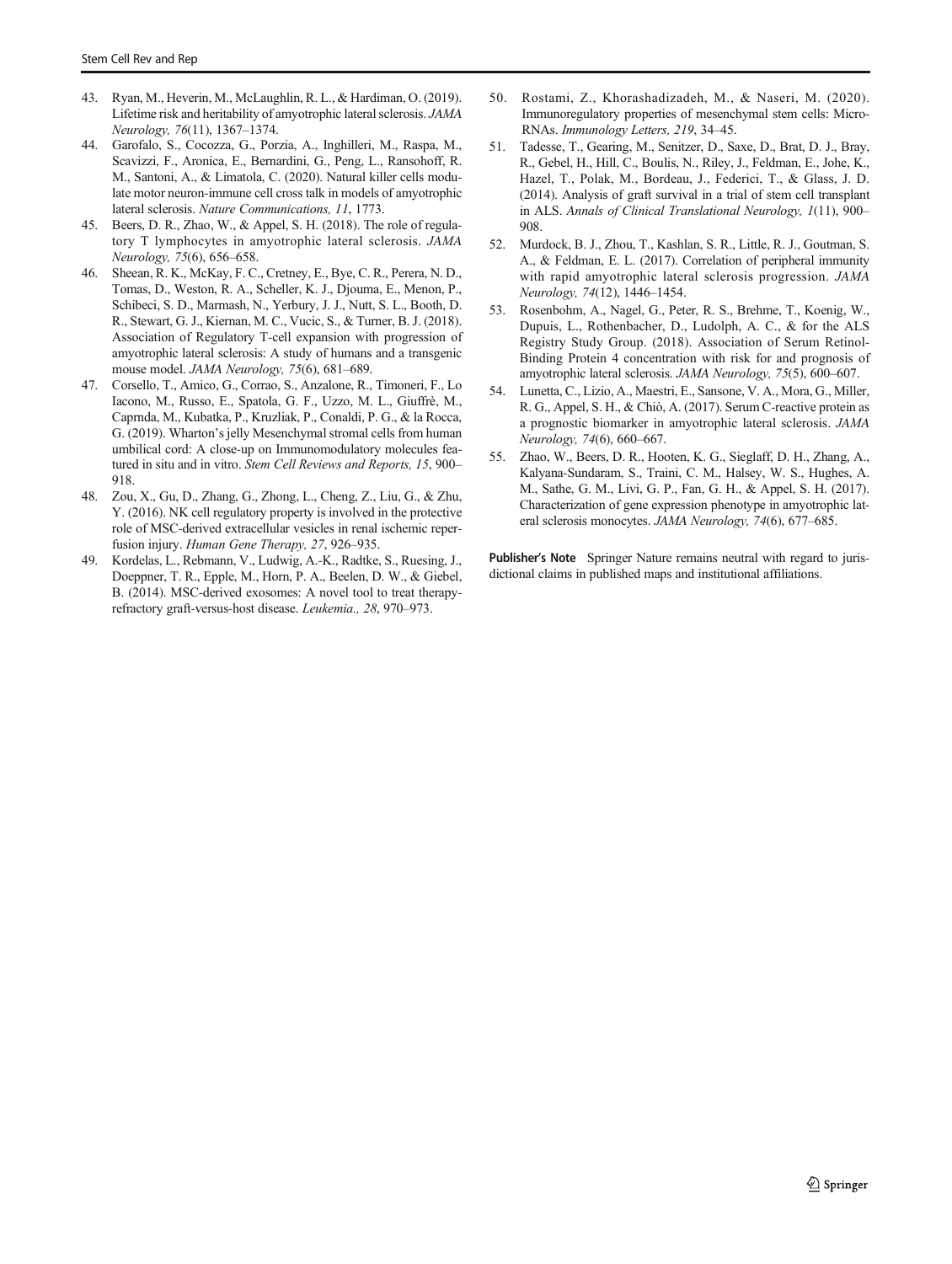43. Ryan, M., Heverin, M., McLaughlin, R. L., & Hardiman, O. (2019). Lifetime risk and heritability of amyotrophic lateral sclerosis. *JAMA Neurology, 76*(11), 1367–1374.
44. Garofalo, S., Cocozza, G., Porzia, A., Inghilleri, M., Raspa, M., Scavizzi, F., Aronica, E., Bernardini, G., Peng, L., Ransohoff, R. M., Santoni, A., & Limatola, C. (2020). Natural killer cells modulate motor neuron-immune cell cross talk in models of amyotrophic lateral sclerosis. *Nature Communications, 11*, 1773.
45. Beers, D. R., Zhao, W., & Appel, S. H. (2018). The role of regulatory T lymphocytes in amyotrophic lateral sclerosis. *JAMA Neurology, 75*(6), 656–658.
46. Sheean, R. K., McKay, F. C., Cretney, E., Bye, C. R., Perera, N. D., Tomas, D., Weston, R. A., Scheller, K. J., Djouma, E., Menon, P., Schibeci, S. D., Marmash, N., Yerbury, J. J., Nutt, S. L., Booth, D. R., Stewart, G. J., Kiernan, M. C., Vucic, S., & Turner, B. J. (2018). Association of Regulatory T-cell expansion with progression of amyotrophic lateral sclerosis: A study of humans and a transgenic mouse model. *JAMA Neurology, 75*(6), 681–689.
47. Corsello, T., Amico, G., Corrao, S., Anzalone, R., Timoneri, F., Lo Iacono, M., Russo, E., Spatola, G. F., Uzzo, M. L., Giuffrè, M., Caprnda, M., Kubatka, P., Kruzliak, P., Conaldi, P. G., & la Rocca, G. (2019). Wharton's jelly Mesenchymal stromal cells from human umbilical cord: A close-up on Immunomodulatory molecules featured in situ and in vitro. *Stem Cell Reviews and Reports, 15*, 900–918.
48. Zou, X., Gu, D., Zhang, G., Zhong, L., Cheng, Z., Liu, G., & Zhu, Y. (2016). NK cell regulatory property is involved in the protective role of MSC-derived extracellular vesicles in renal ischemic reperfusion injury. *Human Gene Therapy, 27*, 926–935.
49. Kordelas, L., Rebmann, V., Ludwig, A.-K., Radtke, S., Ruesing, J., Doeppner, T. R., Epple, M., Horn, P. A., Beelen, D. W., & Giebel, B. (2014). MSC-derived exosomes: A novel tool to treat therapy-refractory graft-versus-host disease. *Leukemia., 28*, 970–973.
50. Rostami, Z., Khorashadizadeh, M., & Naseri, M. (2020). Immunoregulatory properties of mesenchymal stem cells: Micro-RNAs. *Immunology Letters, 219*, 34–45.
51. Tadesse, T., Gearing, M., Senitzer, D., Saxe, D., Brat, D. J., Bray, R., Gebel, H., Hill, C., Boulis, N., Riley, J., Feldman, E., Johe, K., Hazel, T., Polak, M., Bordeau, J., Federici, T., & Glass, J. D. (2014). Analysis of graft survival in a trial of stem cell transplant in ALS. *Annals of Clinical Translational Neurology, 1*(11), 900–908.
52. Murdock, B. J., Zhou, T., Kashlan, S. R., Little, R. J., Goutman, S. A., & Feldman, E. L. (2017). Correlation of peripheral immunity with rapid amyotrophic lateral sclerosis progression. *JAMA Neurology, 74*(12), 1446–1454.
53. Rosenbohm, A., Nagel, G., Peter, R. S., Brehme, T., Koenig, W., Dupuis, L., Rothenbacher, D., Ludolph, A. C., & for the ALS Registry Study Group. (2018). Association of Serum Retinol-Binding Protein 4 concentration with risk for and prognosis of amyotrophic lateral sclerosis. *JAMA Neurology, 75*(5), 600–607.
54. Lunetta, C., Lizio, A., Maestri, E., Sansone, V. A., Mora, G., Miller, R. G., Appel, S. H., & Chiò, A. (2017). Serum C-reactive protein as a prognostic biomarker in amyotrophic lateral sclerosis. *JAMA Neurology, 74*(6), 660–667.
55. Zhao, W., Beers, D. R., Hooten, K. G., Sieglaff, D. H., Zhang, A., Kalyana-Sundaram, S., Traini, C. M., Halsey, W. S., Hughes, A. M., Sathe, G. M., Livi, G. P., Fan, G. H., & Appel, S. H. (2017). Characterization of gene expression phenotype in amyotrophic lateral sclerosis monocytes. *JAMA Neurology, 74*(6), 677–685.

**Publisher's Note** Springer Nature remains neutral with regard to jurisdictional claims in published maps and institutional affiliations.